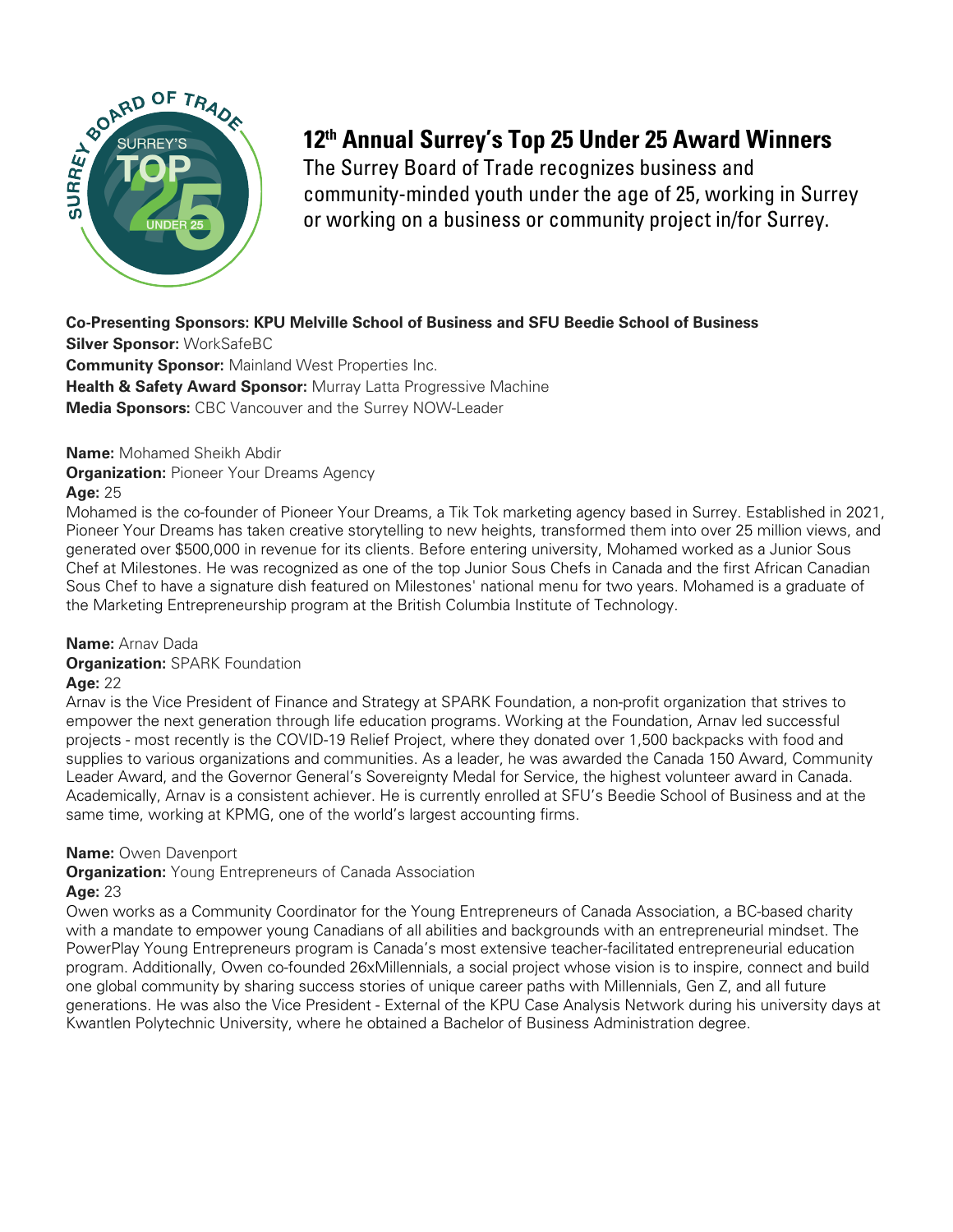# 12th Annual Surrey's Top 25 Under 25 Award Winners

The Surrey Board of Trade recognizes business and community-minded youth under the age of 25, working in Surrey or working on a business or community project in/for Surrey.

**Co-Presenting Sponsors: KPU Melville School of Business and SFU Beedie School of Business**
**Silver Sponsor:** WorkSafeBC
**Community Sponsor:** Mainland West Properties Inc.
**Health & Safety Award Sponsor:** Murray Latta Progressive Machine
**Media Sponsors:** CBC Vancouver and the Surrey NOW-Leader

**Name:** Mohamed Sheikh Abdir
**Organization:** Pioneer Your Dreams Agency
**Age:** 25
Mohamed is the co-founder of Pioneer Your Dreams, a Tik Tok marketing agency based in Surrey. Established in 2021, Pioneer Your Dreams has taken creative storytelling to new heights, transformed them into over 25 million views, and generated over $500,000 in revenue for its clients. Before entering university, Mohamed worked as a Junior Sous Chef at Milestones. He was recognized as one of the top Junior Sous Chefs in Canada and the first African Canadian Sous Chef to have a signature dish featured on Milestones' national menu for two years. Mohamed is a graduate of the Marketing Entrepreneurship program at the British Columbia Institute of Technology.

**Name:** Arnav Dada
**Organization:** SPARK Foundation
**Age:** 22
Arnav is the Vice President of Finance and Strategy at SPARK Foundation, a non-profit organization that strives to empower the next generation through life education programs. Working at the Foundation, Arnav led successful projects - most recently is the COVID-19 Relief Project, where they donated over 1,500 backpacks with food and supplies to various organizations and communities. As a leader, he was awarded the Canada 150 Award, Community Leader Award, and the Governor General's Sovereignty Medal for Service, the highest volunteer award in Canada. Academically, Arnav is a consistent achiever. He is currently enrolled at SFU's Beedie School of Business and at the same time, working at KPMG, one of the world's largest accounting firms.

**Name:** Owen Davenport
**Organization:** Young Entrepreneurs of Canada Association
**Age:** 23
Owen works as a Community Coordinator for the Young Entrepreneurs of Canada Association, a BC-based charity with a mandate to empower young Canadians of all abilities and backgrounds with an entrepreneurial mindset. The PowerPlay Young Entrepreneurs program is Canada's most extensive teacher-facilitated entrepreneurial education program. Additionally, Owen co-founded 26xMillennials, a social project whose vision is to inspire, connect and build one global community by sharing success stories of unique career paths with Millennials, Gen Z, and all future generations. He was also the Vice President - External of the KPU Case Analysis Network during his university days at Kwantlen Polytechnic University, where he obtained a Bachelor of Business Administration degree.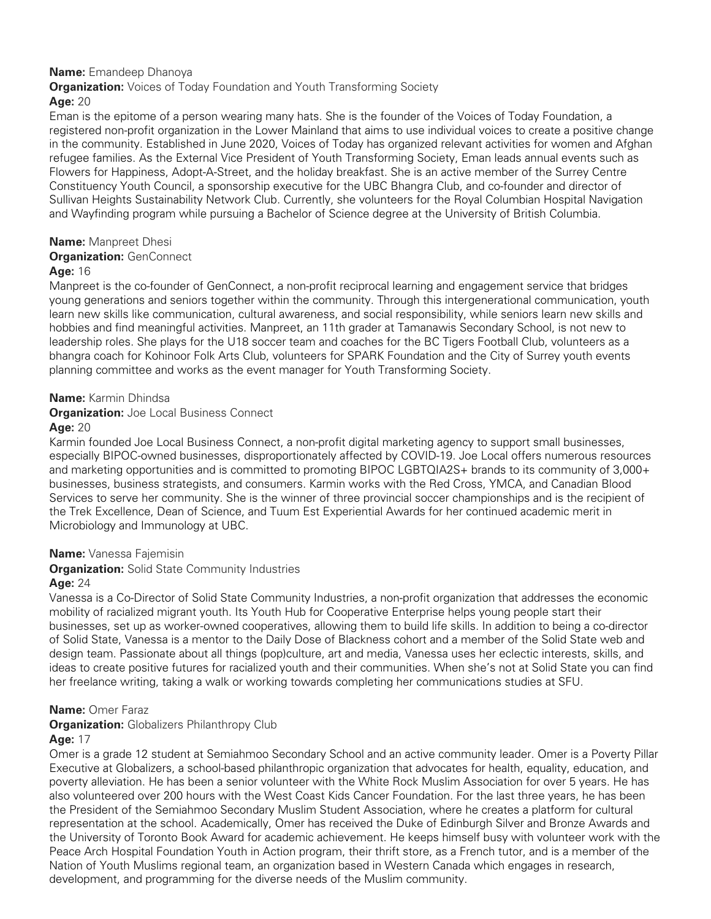**Name:** Emandeep Dhanoya

**Organization:** Voices of Today Foundation and Youth Transforming Society

**Age:** 20

Eman is the epitome of a person wearing many hats. She is the founder of the Voices of Today Foundation, a registered non-profit organization in the Lower Mainland that aims to use individual voices to create a positive change in the community. Established in June 2020, Voices of Today has organized relevant activities for women and Afghan refugee families. As the External Vice President of Youth Transforming Society, Eman leads annual events such as Flowers for Happiness, Adopt-A-Street, and the holiday breakfast. She is an active member of the Surrey Centre Constituency Youth Council, a sponsorship executive for the UBC Bhangra Club, and co-founder and director of Sullivan Heights Sustainability Network Club. Currently, she volunteers for the Royal Columbian Hospital Navigation and Wayfinding program while pursuing a Bachelor of Science degree at the University of British Columbia.

**Name:** Manpreet Dhesi

**Organization:** GenConnect

**Age:** 16

Manpreet is the co-founder of GenConnect, a non-profit reciprocal learning and engagement service that bridges young generations and seniors together within the community. Through this intergenerational communication, youth learn new skills like communication, cultural awareness, and social responsibility, while seniors learn new skills and hobbies and find meaningful activities. Manpreet, an 11th grader at Tamanawis Secondary School, is not new to leadership roles. She plays for the U18 soccer team and coaches for the BC Tigers Football Club, volunteers as a bhangra coach for Kohinoor Folk Arts Club, volunteers for SPARK Foundation and the City of Surrey youth events planning committee and works as the event manager for Youth Transforming Society.

**Name:** Karmin Dhindsa

**Organization:** Joe Local Business Connect

**Age:** 20

Karmin founded Joe Local Business Connect, a non-profit digital marketing agency to support small businesses, especially BIPOC-owned businesses, disproportionately affected by COVID-19. Joe Local offers numerous resources and marketing opportunities and is committed to promoting BIPOC LGBTQIA2S+ brands to its community of 3,000+ businesses, business strategists, and consumers. Karmin works with the Red Cross, YMCA, and Canadian Blood Services to serve her community. She is the winner of three provincial soccer championships and is the recipient of the Trek Excellence, Dean of Science, and Tuum Est Experiential Awards for her continued academic merit in Microbiology and Immunology at UBC.

**Name:** Vanessa Fajemisin

**Organization:** Solid State Community Industries

**Age:** 24

Vanessa is a Co-Director of Solid State Community Industries, a non-profit organization that addresses the economic mobility of racialized migrant youth. Its Youth Hub for Cooperative Enterprise helps young people start their businesses, set up as worker-owned cooperatives, allowing them to build life skills. In addition to being a co-director of Solid State, Vanessa is a mentor to the Daily Dose of Blackness cohort and a member of the Solid State web and design team. Passionate about all things (pop)culture, art and media, Vanessa uses her eclectic interests, skills, and ideas to create positive futures for racialized youth and their communities. When she's not at Solid State you can find her freelance writing, taking a walk or working towards completing her communications studies at SFU.

**Name:** Omer Faraz

**Organization:** Globalizers Philanthropy Club

**Age:** 17

Omer is a grade 12 student at Semiahmoo Secondary School and an active community leader. Omer is a Poverty Pillar Executive at Globalizers, a school-based philanthropic organization that advocates for health, equality, education, and poverty alleviation. He has been a senior volunteer with the White Rock Muslim Association for over 5 years. He has also volunteered over 200 hours with the West Coast Kids Cancer Foundation. For the last three years, he has been the President of the Semiahmoo Secondary Muslim Student Association, where he creates a platform for cultural representation at the school. Academically, Omer has received the Duke of Edinburgh Silver and Bronze Awards and the University of Toronto Book Award for academic achievement. He keeps himself busy with volunteer work with the Peace Arch Hospital Foundation Youth in Action program, their thrift store, as a French tutor, and is a member of the Nation of Youth Muslims regional team, an organization based in Western Canada which engages in research, development, and programming for the diverse needs of the Muslim community.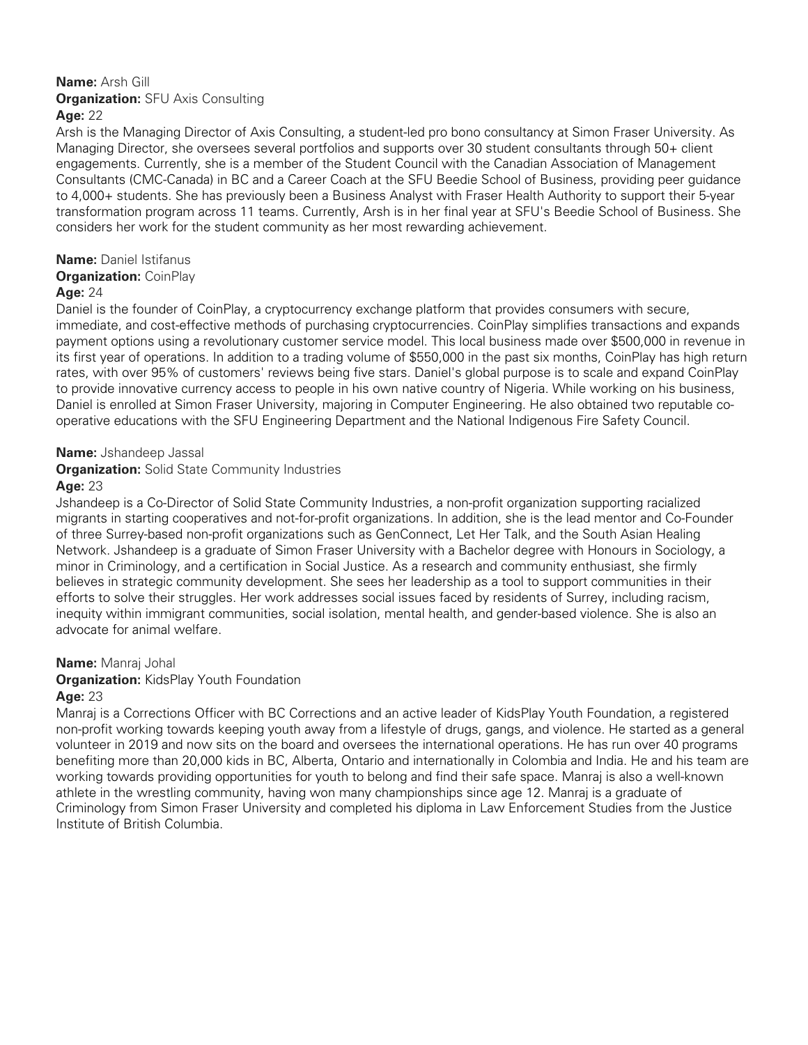**Name:** Arsh Gill
**Organization:** SFU Axis Consulting
**Age:** 22

Arsh is the Managing Director of Axis Consulting, a student-led pro bono consultancy at Simon Fraser University. As Managing Director, she oversees several portfolios and supports over 30 student consultants through 50+ client engagements. Currently, she is a member of the Student Council with the Canadian Association of Management Consultants (CMC-Canada) in BC and a Career Coach at the SFU Beedie School of Business, providing peer guidance to 4,000+ students. She has previously been a Business Analyst with Fraser Health Authority to support their 5-year transformation program across 11 teams. Currently, Arsh is in her final year at SFU's Beedie School of Business. She considers her work for the student community as her most rewarding achievement.

**Name:** Daniel Istifanus
**Organization:** CoinPlay
**Age:** 24

Daniel is the founder of CoinPlay, a cryptocurrency exchange platform that provides consumers with secure, immediate, and cost-effective methods of purchasing cryptocurrencies. CoinPlay simplifies transactions and expands payment options using a revolutionary customer service model. This local business made over $500,000 in revenue in its first year of operations. In addition to a trading volume of $550,000 in the past six months, CoinPlay has high return rates, with over 95% of customers' reviews being five stars. Daniel's global purpose is to scale and expand CoinPlay to provide innovative currency access to people in his own native country of Nigeria. While working on his business, Daniel is enrolled at Simon Fraser University, majoring in Computer Engineering. He also obtained two reputable co-operative educations with the SFU Engineering Department and the National Indigenous Fire Safety Council.

**Name:** Jshandeep Jassal
**Organization:** Solid State Community Industries
**Age:** 23

Jshandeep is a Co-Director of Solid State Community Industries, a non-profit organization supporting racialized migrants in starting cooperatives and not-for-profit organizations. In addition, she is the lead mentor and Co-Founder of three Surrey-based non-profit organizations such as GenConnect, Let Her Talk, and the South Asian Healing Network. Jshandeep is a graduate of Simon Fraser University with a Bachelor degree with Honours in Sociology, a minor in Criminology, and a certification in Social Justice. As a research and community enthusiast, she firmly believes in strategic community development. She sees her leadership as a tool to support communities in their efforts to solve their struggles. Her work addresses social issues faced by residents of Surrey, including racism, inequity within immigrant communities, social isolation, mental health, and gender-based violence. She is also an advocate for animal welfare.

**Name:** Manraj Johal
**Organization:** KidsPlay Youth Foundation
**Age:** 23

Manraj is a Corrections Officer with BC Corrections and an active leader of KidsPlay Youth Foundation, a registered non-profit working towards keeping youth away from a lifestyle of drugs, gangs, and violence. He started as a general volunteer in 2019 and now sits on the board and oversees the international operations. He has run over 40 programs benefiting more than 20,000 kids in BC, Alberta, Ontario and internationally in Colombia and India. He and his team are working towards providing opportunities for youth to belong and find their safe space. Manraj is also a well-known athlete in the wrestling community, having won many championships since age 12. Manraj is a graduate of Criminology from Simon Fraser University and completed his diploma in Law Enforcement Studies from the Justice Institute of British Columbia.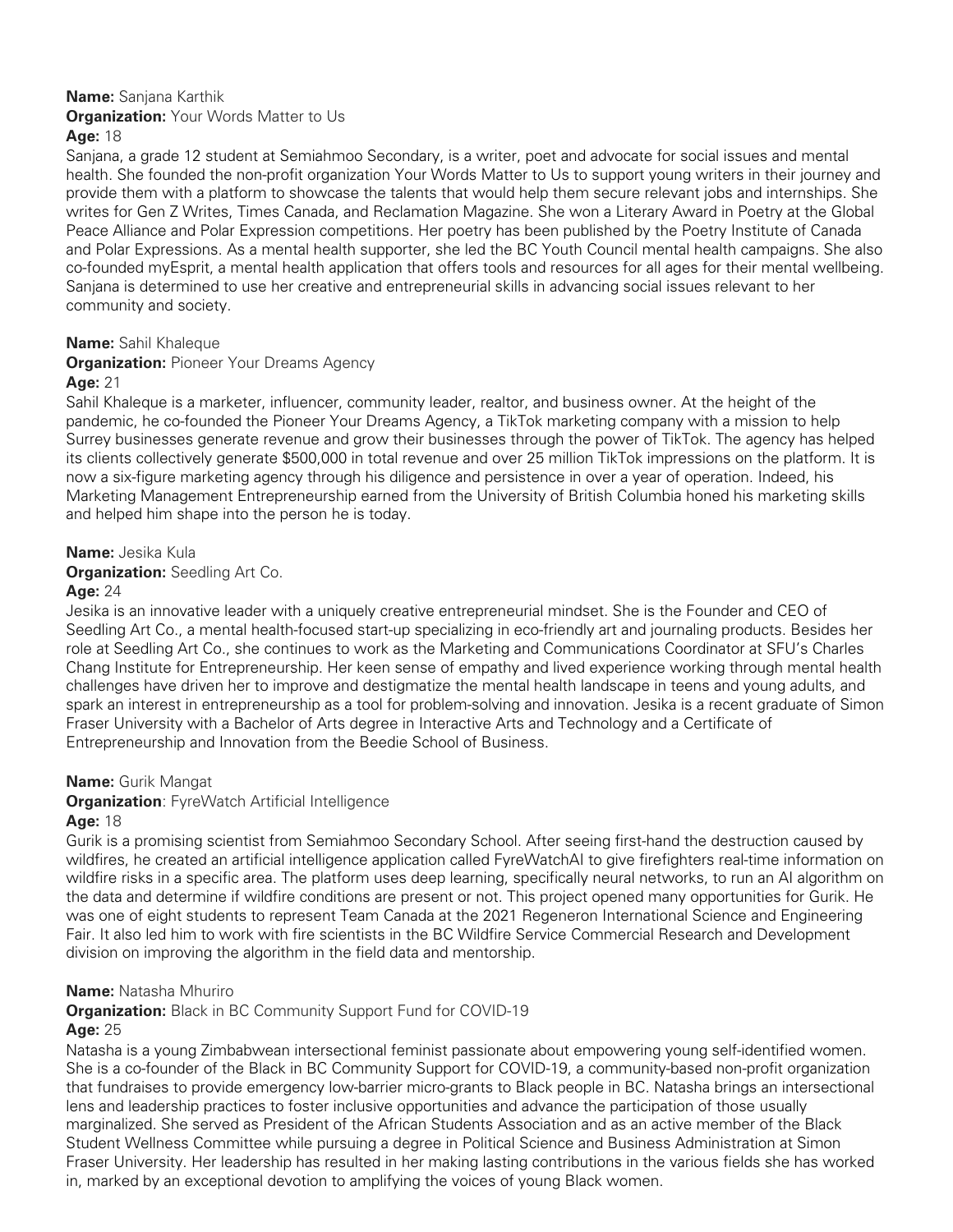**Name:** Sanjana Karthik
**Organization:** Your Words Matter to Us
**Age:** 18

Sanjana, a grade 12 student at Semiahmoo Secondary, is a writer, poet and advocate for social issues and mental health. She founded the non-profit organization Your Words Matter to Us to support young writers in their journey and provide them with a platform to showcase the talents that would help them secure relevant jobs and internships. She writes for Gen Z Writes, Times Canada, and Reclamation Magazine. She won a Literary Award in Poetry at the Global Peace Alliance and Polar Expression competitions. Her poetry has been published by the Poetry Institute of Canada and Polar Expressions. As a mental health supporter, she led the BC Youth Council mental health campaigns. She also co-founded myEsprit, a mental health application that offers tools and resources for all ages for their mental wellbeing. Sanjana is determined to use her creative and entrepreneurial skills in advancing social issues relevant to her community and society.

**Name:** Sahil Khaleque
**Organization:** Pioneer Your Dreams Agency
**Age:** 21

Sahil Khaleque is a marketer, influencer, community leader, realtor, and business owner. At the height of the pandemic, he co-founded the Pioneer Your Dreams Agency, a TikTok marketing company with a mission to help Surrey businesses generate revenue and grow their businesses through the power of TikTok. The agency has helped its clients collectively generate $500,000 in total revenue and over 25 million TikTok impressions on the platform. It is now a six-figure marketing agency through his diligence and persistence in over a year of operation. Indeed, his Marketing Management Entrepreneurship earned from the University of British Columbia honed his marketing skills and helped him shape into the person he is today.

**Name:** Jesika Kula
**Organization:** Seedling Art Co.
**Age:** 24

Jesika is an innovative leader with a uniquely creative entrepreneurial mindset. She is the Founder and CEO of Seedling Art Co., a mental health-focused start-up specializing in eco-friendly art and journaling products. Besides her role at Seedling Art Co., she continues to work as the Marketing and Communications Coordinator at SFU's Charles Chang Institute for Entrepreneurship. Her keen sense of empathy and lived experience working through mental health challenges have driven her to improve and destigmatize the mental health landscape in teens and young adults, and spark an interest in entrepreneurship as a tool for problem-solving and innovation. Jesika is a recent graduate of Simon Fraser University with a Bachelor of Arts degree in Interactive Arts and Technology and a Certificate of Entrepreneurship and Innovation from the Beedie School of Business.

**Name:** Gurik Mangat
**Organization**: FyreWatch Artificial Intelligence
**Age:** 18

Gurik is a promising scientist from Semiahmoo Secondary School. After seeing first-hand the destruction caused by wildfires, he created an artificial intelligence application called FyreWatchAI to give firefighters real-time information on wildfire risks in a specific area. The platform uses deep learning, specifically neural networks, to run an AI algorithm on the data and determine if wildfire conditions are present or not. This project opened many opportunities for Gurik. He was one of eight students to represent Team Canada at the 2021 Regeneron International Science and Engineering Fair. It also led him to work with fire scientists in the BC Wildfire Service Commercial Research and Development division on improving the algorithm in the field data and mentorship.

**Name:** Natasha Mhuriro
**Organization:** Black in BC Community Support Fund for COVID-19
**Age:** 25

Natasha is a young Zimbabwean intersectional feminist passionate about empowering young self-identified women. She is a co-founder of the Black in BC Community Support for COVID-19, a community-based non-profit organization that fundraises to provide emergency low-barrier micro-grants to Black people in BC. Natasha brings an intersectional lens and leadership practices to foster inclusive opportunities and advance the participation of those usually marginalized. She served as President of the African Students Association and as an active member of the Black Student Wellness Committee while pursuing a degree in Political Science and Business Administration at Simon Fraser University. Her leadership has resulted in her making lasting contributions in the various fields she has worked in, marked by an exceptional devotion to amplifying the voices of young Black women.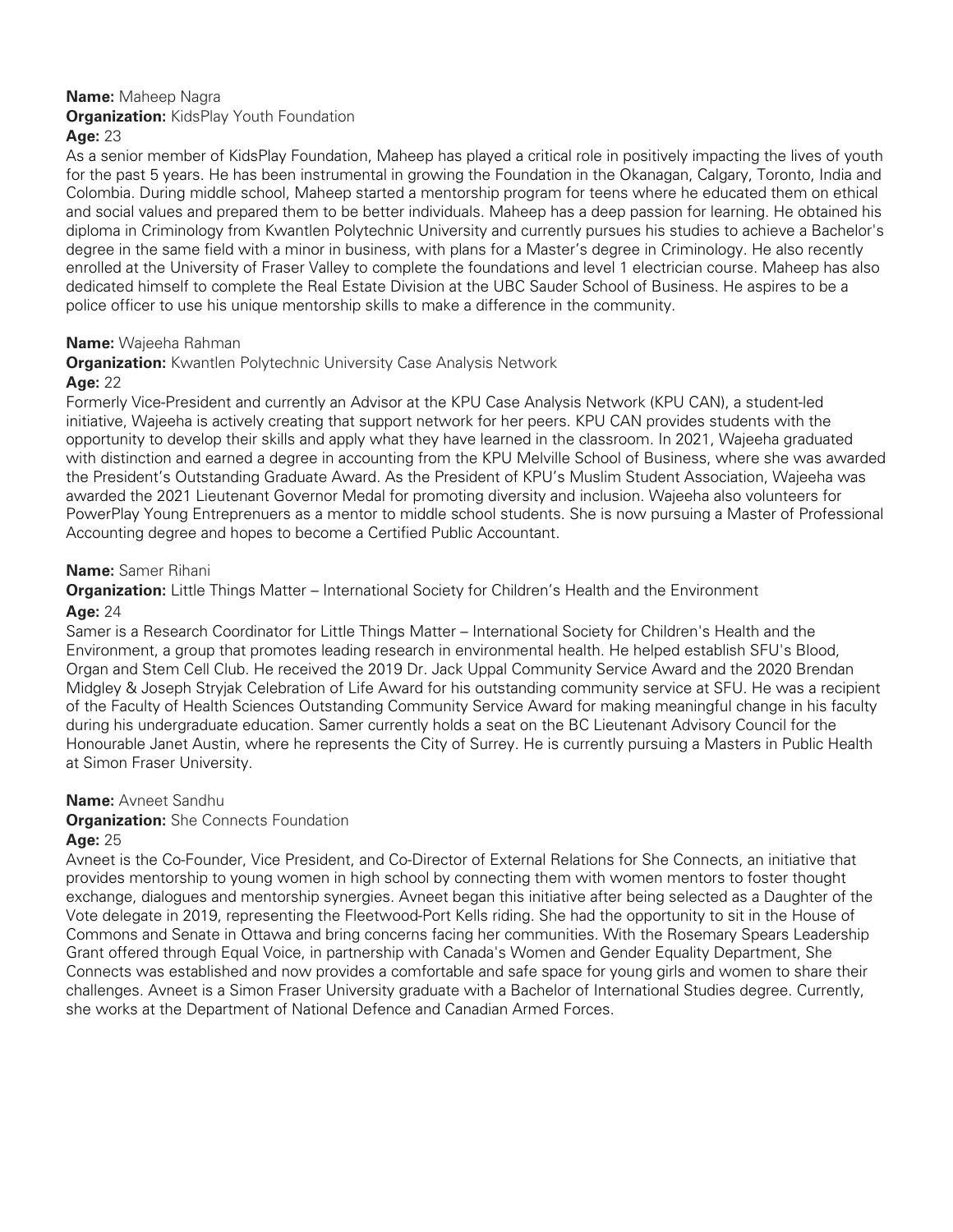**Name:** Maheep Nagra
**Organization:** KidsPlay Youth Foundation
**Age:** 23

As a senior member of KidsPlay Foundation, Maheep has played a critical role in positively impacting the lives of youth for the past 5 years. He has been instrumental in growing the Foundation in the Okanagan, Calgary, Toronto, India and Colombia. During middle school, Maheep started a mentorship program for teens where he educated them on ethical and social values and prepared them to be better individuals. Maheep has a deep passion for learning. He obtained his diploma in Criminology from Kwantlen Polytechnic University and currently pursues his studies to achieve a Bachelor's degree in the same field with a minor in business, with plans for a Master's degree in Criminology. He also recently enrolled at the University of Fraser Valley to complete the foundations and level 1 electrician course. Maheep has also dedicated himself to complete the Real Estate Division at the UBC Sauder School of Business. He aspires to be a police officer to use his unique mentorship skills to make a difference in the community.

**Name:** Wajeeha Rahman
**Organization:** Kwantlen Polytechnic University Case Analysis Network
**Age:** 22

Formerly Vice-President and currently an Advisor at the KPU Case Analysis Network (KPU CAN), a student-led initiative, Wajeeha is actively creating that support network for her peers. KPU CAN provides students with the opportunity to develop their skills and apply what they have learned in the classroom. In 2021, Wajeeha graduated with distinction and earned a degree in accounting from the KPU Melville School of Business, where she was awarded the President's Outstanding Graduate Award. As the President of KPU's Muslim Student Association, Wajeeha was awarded the 2021 Lieutenant Governor Medal for promoting diversity and inclusion. Wajeeha also volunteers for PowerPlay Young Entreprenuers as a mentor to middle school students. She is now pursuing a Master of Professional Accounting degree and hopes to become a Certified Public Accountant.

**Name:** Samer Rihani
**Organization:** Little Things Matter – International Society for Children's Health and the Environment
**Age:** 24

Samer is a Research Coordinator for Little Things Matter – International Society for Children's Health and the Environment, a group that promotes leading research in environmental health. He helped establish SFU's Blood, Organ and Stem Cell Club. He received the 2019 Dr. Jack Uppal Community Service Award and the 2020 Brendan Midgley & Joseph Stryjak Celebration of Life Award for his outstanding community service at SFU. He was a recipient of the Faculty of Health Sciences Outstanding Community Service Award for making meaningful change in his faculty during his undergraduate education. Samer currently holds a seat on the BC Lieutenant Advisory Council for the Honourable Janet Austin, where he represents the City of Surrey. He is currently pursuing a Masters in Public Health at Simon Fraser University.

**Name:** Avneet Sandhu
**Organization:** She Connects Foundation
**Age:** 25

Avneet is the Co-Founder, Vice President, and Co-Director of External Relations for She Connects, an initiative that provides mentorship to young women in high school by connecting them with women mentors to foster thought exchange, dialogues and mentorship synergies. Avneet began this initiative after being selected as a Daughter of the Vote delegate in 2019, representing the Fleetwood-Port Kells riding. She had the opportunity to sit in the House of Commons and Senate in Ottawa and bring concerns facing her communities. With the Rosemary Spears Leadership Grant offered through Equal Voice, in partnership with Canada's Women and Gender Equality Department, She Connects was established and now provides a comfortable and safe space for young girls and women to share their challenges. Avneet is a Simon Fraser University graduate with a Bachelor of International Studies degree. Currently, she works at the Department of National Defence and Canadian Armed Forces.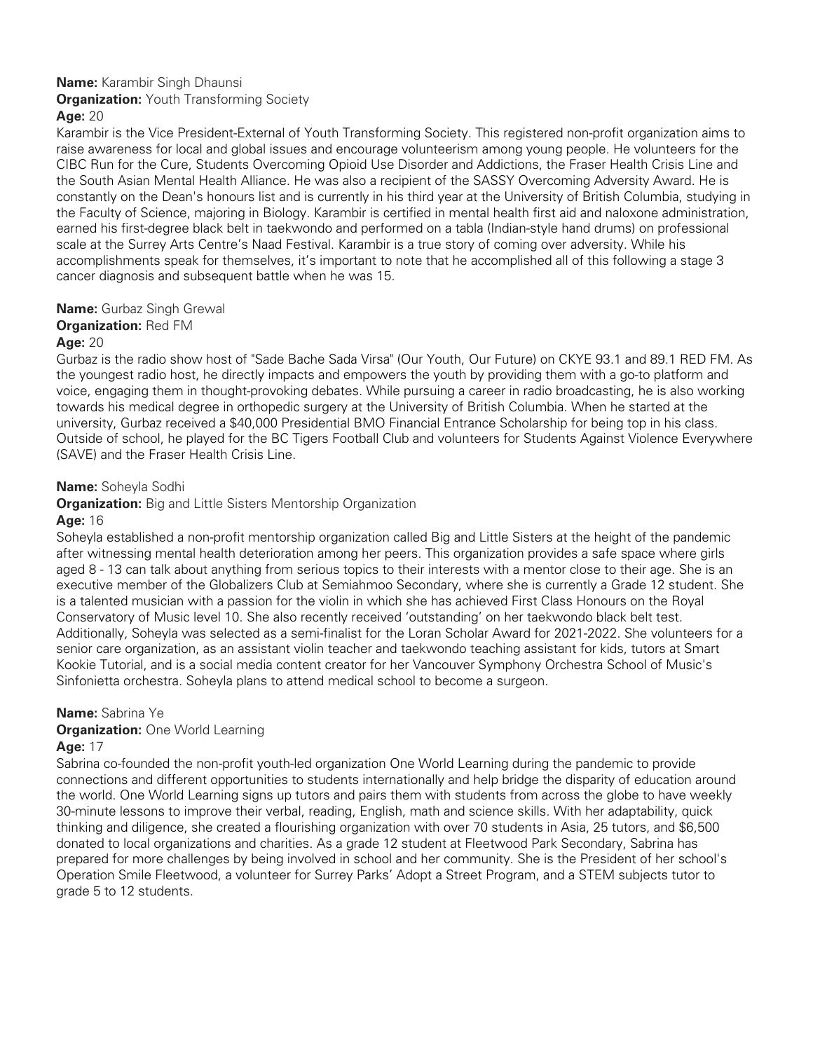**Name:** Karambir Singh Dhaunsi
**Organization:** Youth Transforming Society
**Age:** 20

Karambir is the Vice President-External of Youth Transforming Society. This registered non-profit organization aims to raise awareness for local and global issues and encourage volunteerism among young people. He volunteers for the CIBC Run for the Cure, Students Overcoming Opioid Use Disorder and Addictions, the Fraser Health Crisis Line and the South Asian Mental Health Alliance. He was also a recipient of the SASSY Overcoming Adversity Award. He is constantly on the Dean's honours list and is currently in his third year at the University of British Columbia, studying in the Faculty of Science, majoring in Biology. Karambir is certified in mental health first aid and naloxone administration, earned his first-degree black belt in taekwondo and performed on a tabla (Indian-style hand drums) on professional scale at the Surrey Arts Centre's Naad Festival. Karambir is a true story of coming over adversity. While his accomplishments speak for themselves, it's important to note that he accomplished all of this following a stage 3 cancer diagnosis and subsequent battle when he was 15.

**Name:** Gurbaz Singh Grewal
**Organization:** Red FM
**Age:** 20

Gurbaz is the radio show host of "Sade Bache Sada Virsa" (Our Youth, Our Future) on CKYE 93.1 and 89.1 RED FM. As the youngest radio host, he directly impacts and empowers the youth by providing them with a go-to platform and voice, engaging them in thought-provoking debates. While pursuing a career in radio broadcasting, he is also working towards his medical degree in orthopedic surgery at the University of British Columbia. When he started at the university, Gurbaz received a $40,000 Presidential BMO Financial Entrance Scholarship for being top in his class. Outside of school, he played for the BC Tigers Football Club and volunteers for Students Against Violence Everywhere (SAVE) and the Fraser Health Crisis Line.

**Name:** Soheyla Sodhi
**Organization:** Big and Little Sisters Mentorship Organization
**Age:** 16

Soheyla established a non-profit mentorship organization called Big and Little Sisters at the height of the pandemic after witnessing mental health deterioration among her peers. This organization provides a safe space where girls aged 8 - 13 can talk about anything from serious topics to their interests with a mentor close to their age. She is an executive member of the Globalizers Club at Semiahmoo Secondary, where she is currently a Grade 12 student. She is a talented musician with a passion for the violin in which she has achieved First Class Honours on the Royal Conservatory of Music level 10. She also recently received 'outstanding' on her taekwondo black belt test. Additionally, Soheyla was selected as a semi-finalist for the Loran Scholar Award for 2021-2022. She volunteers for a senior care organization, as an assistant violin teacher and taekwondo teaching assistant for kids, tutors at Smart Kookie Tutorial, and is a social media content creator for her Vancouver Symphony Orchestra School of Music's Sinfonietta orchestra. Soheyla plans to attend medical school to become a surgeon.

**Name:** Sabrina Ye
**Organization:** One World Learning
**Age:** 17

Sabrina co-founded the non-profit youth-led organization One World Learning during the pandemic to provide connections and different opportunities to students internationally and help bridge the disparity of education around the world. One World Learning signs up tutors and pairs them with students from across the globe to have weekly 30-minute lessons to improve their verbal, reading, English, math and science skills. With her adaptability, quick thinking and diligence, she created a flourishing organization with over 70 students in Asia, 25 tutors, and $6,500 donated to local organizations and charities. As a grade 12 student at Fleetwood Park Secondary, Sabrina has prepared for more challenges by being involved in school and her community. She is the President of her school's Operation Smile Fleetwood, a volunteer for Surrey Parks' Adopt a Street Program, and a STEM subjects tutor to grade 5 to 12 students.